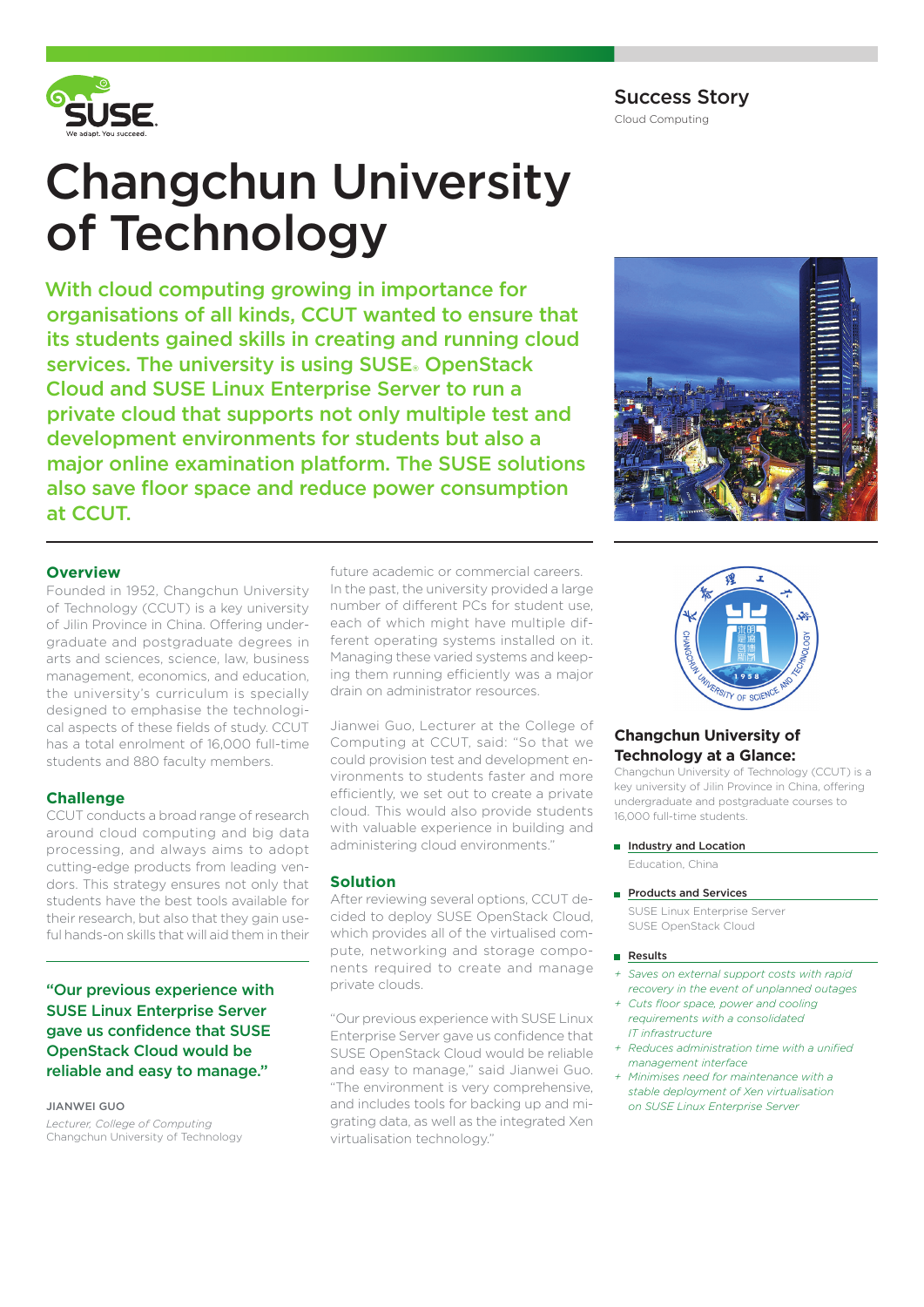Success Story

Cloud Computing

# Changchun University of Technology

**With cloud computing growing in importance for organisations of all kinds, CCUT wanted to ensure that its students gained skills in creating and running cloud services. The university is using SUSE® OpenStack Cloud and SUSE Linux Enterprise Server to run a private cloud that supports not only multiple test and development environments for students but also a major online examination platform. The SUSE solutions also save floor space and reduce power consumption at CCUT.**

## Overview

Founded in 1952, Changchun University of Technology (CCUT) is a key university of Jilin Province in China. Offering undergraduate and postgraduate degrees in arts and sciences, science, law, business management, economics, and education, the university's curriculum is specially designed to emphasise the technological aspects of these fields of study. CCUT has a total enrolment of 16,000 full-time students and 880 faculty members.

## Challenge

CCUT conducts a broad range of research around cloud computing and big data processing, and always aims to adopt cutting-edge products from leading vendors. This strategy ensures not only that students have the best tools available for their research, but also that they gain useful hands-on skills that will aid them in their future academic or commercial careers. In the past, the university provided a large number of different PCs for student use, each of which might have multiple different operating systems installed on it. Managing these varied systems and keeping them running efficiently was a major drain on administrator resources.

Jianwei Guo, Lecturer at the College of Computing at CCUT, said: "So that we could provision test and development environments to students faster and more efficiently, we set out to create a private cloud. This would also provide students with valuable experience in building and administering cloud environments."

> **"Our previous experience with SUSE Linux Enterprise Server gave us confidence that SUSE OpenStack Cloud would be reliable and easy to manage."**
>
> JIANWEI GUO
>
> *Lecturer, College of Computing*
> Changchun University of Technology

## Solution

After reviewing several options, CCUT decided to deploy SUSE OpenStack Cloud, which provides all of the virtualised compute, networking and storage components required to create and manage private clouds.

"Our previous experience with SUSE Linux Enterprise Server gave us confidence that SUSE OpenStack Cloud would be reliable and easy to manage," said Jianwei Guo. "The environment is very comprehensive, and includes tools for backing up and migrating data, as well as the integrated Xen virtualisation technology."

## Changchun University of Technology at a Glance:

Changchun University of Technology (CCUT) is a key university of Jilin Province in China, offering undergraduate and postgraduate courses to 16,000 full-time students.

**Industry and Location**

Education, China

**Products and Services**

SUSE Linux Enterprise Server
SUSE OpenStack Cloud

**Results**

- *Saves on external support costs with rapid recovery in the event of unplanned outages*
- *Cuts floor space, power and cooling requirements with a consolidated IT infrastructure*
- *Reduces administration time with a unified management interface*
- *Minimises need for maintenance with a stable deployment of Xen virtualisation on SUSE Linux Enterprise Server*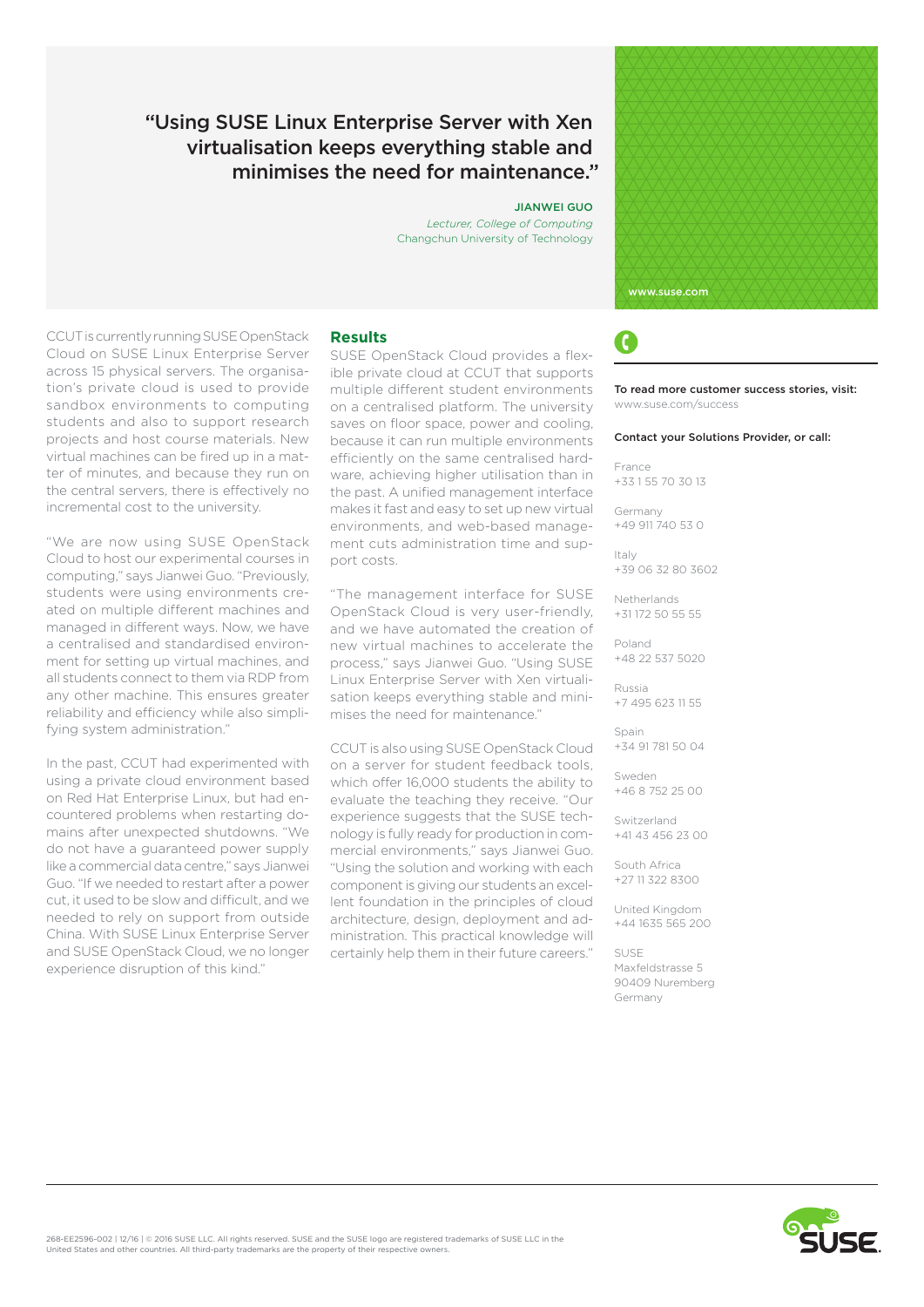> "Using SUSE Linux Enterprise Server with Xen virtualisation keeps everything stable and minimises the need for maintenance."
>
> **JIANWEI GUO**
> *Lecturer, College of Computing*
> Changchun University of Technology

www.suse.com

CCUT is currently running SUSE OpenStack Cloud on SUSE Linux Enterprise Server across 15 physical servers. The organisation's private cloud is used to provide sandbox environments to computing students and also to support research projects and host course materials. New virtual machines can be fired up in a matter of minutes, and because they run on the central servers, there is effectively no incremental cost to the university.

"We are now using SUSE OpenStack Cloud to host our experimental courses in computing," says Jianwei Guo. "Previously, students were using environments created on multiple different machines and managed in different ways. Now, we have a centralised and standardised environment for setting up virtual machines, and all students connect to them via RDP from any other machine. This ensures greater reliability and efficiency while also simplifying system administration."

In the past, CCUT had experimented with using a private cloud environment based on Red Hat Enterprise Linux, but had encountered problems when restarting domains after unexpected shutdowns. "We do not have a guaranteed power supply like a commercial data centre," says Jianwei Guo. "If we needed to restart after a power cut, it used to be slow and difficult, and we needed to rely on support from outside China. With SUSE Linux Enterprise Server and SUSE OpenStack Cloud, we no longer experience disruption of this kind."

## Results

SUSE OpenStack Cloud provides a flexible private cloud at CCUT that supports multiple different student environments on a centralised platform. The university saves on floor space, power and cooling, because it can run multiple environments efficiently on the same centralised hardware, achieving higher utilisation than in the past. A unified management interface makes it fast and easy to set up new virtual environments, and web-based management cuts administration time and support costs.

"The management interface for SUSE OpenStack Cloud is very user-friendly, and we have automated the creation of new virtual machines to accelerate the process," says Jianwei Guo. "Using SUSE Linux Enterprise Server with Xen virtualisation keeps everything stable and minimises the need for maintenance."

CCUT is also using SUSE OpenStack Cloud on a server for student feedback tools, which offer 16,000 students the ability to evaluate the teaching they receive. "Our experience suggests that the SUSE technology is fully ready for production in commercial environments," says Jianwei Guo. "Using the solution and working with each component is giving our students an excellent foundation in the principles of cloud architecture, design, deployment and administration. This practical knowledge will certainly help them in their future careers."

**To read more customer success stories, visit:**
www.suse.com/success

**Contact your Solutions Provider, or call:**

France
+33 1 55 70 30 13

Germany
+49 911 740 53 0

Italy
+39 06 32 80 3602

Netherlands
+31 172 50 55 55

Poland
+48 22 537 5020

Russia
+7 495 623 11 55

Spain
+34 91 781 50 04

Sweden
+46 8 752 25 00

Switzerland
+41 43 456 23 00

South Africa
+27 11 322 8300

United Kingdom
+44 1635 565 200

SUSE
Maxfeldstrasse 5
90409 Nuremberg
Germany

268-EE2596-002 | 12/16 | © 2016 SUSE LLC. All rights reserved. SUSE and the SUSE logo are registered trademarks of SUSE LLC in the United States and other countries. All third-party trademarks are the property of their respective owners.